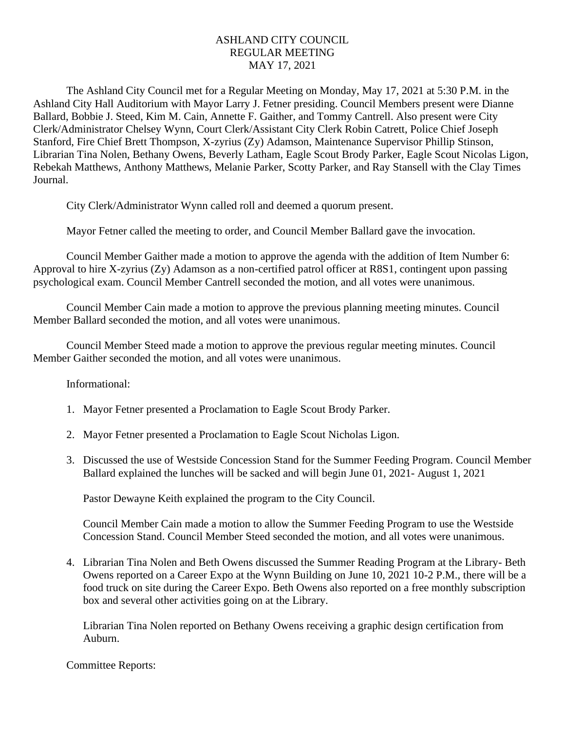ASHLAND CITY COUNCIL
REGULAR MEETING
MAY 17, 2021

The Ashland City Council met for a Regular Meeting on Monday, May 17, 2021 at 5:30 P.M. in the Ashland City Hall Auditorium with Mayor Larry J. Fetner presiding. Council Members present were Dianne Ballard, Bobbie J. Steed, Kim M. Cain, Annette F. Gaither, and Tommy Cantrell. Also present were City Clerk/Administrator Chelsey Wynn, Court Clerk/Assistant City Clerk Robin Catrett, Police Chief Joseph Stanford, Fire Chief Brett Thompson, X-zyrius (Zy) Adamson, Maintenance Supervisor Phillip Stinson, Librarian Tina Nolen, Bethany Owens, Beverly Latham, Eagle Scout Brody Parker, Eagle Scout Nicolas Ligon, Rebekah Matthews, Anthony Matthews, Melanie Parker, Scotty Parker, and Ray Stansell with the Clay Times Journal.

City Clerk/Administrator Wynn called roll and deemed a quorum present.

Mayor Fetner called the meeting to order, and Council Member Ballard gave the invocation.

Council Member Gaither made a motion to approve the agenda with the addition of Item Number 6: Approval to hire X-zyrius (Zy) Adamson as a non-certified patrol officer at R8S1, contingent upon passing psychological exam. Council Member Cantrell seconded the motion, and all votes were unanimous.

Council Member Cain made a motion to approve the previous planning meeting minutes. Council Member Ballard seconded the motion, and all votes were unanimous.

Council Member Steed made a motion to approve the previous regular meeting minutes. Council Member Gaither seconded the motion, and all votes were unanimous.

Informational:

1. Mayor Fetner presented a Proclamation to Eagle Scout Brody Parker.

2. Mayor Fetner presented a Proclamation to Eagle Scout Nicholas Ligon.

3. Discussed the use of Westside Concession Stand for the Summer Feeding Program. Council Member Ballard explained the lunches will be sacked and will begin June 01, 2021- August 1, 2021

   Pastor Dewayne Keith explained the program to the City Council.

   Council Member Cain made a motion to allow the Summer Feeding Program to use the Westside Concession Stand. Council Member Steed seconded the motion, and all votes were unanimous.

4. Librarian Tina Nolen and Beth Owens discussed the Summer Reading Program at the Library- Beth Owens reported on a Career Expo at the Wynn Building on June 10, 2021 10-2 P.M., there will be a food truck on site during the Career Expo. Beth Owens also reported on a free monthly subscription box and several other activities going on at the Library.

   Librarian Tina Nolen reported on Bethany Owens receiving a graphic design certification from Auburn.

Committee Reports: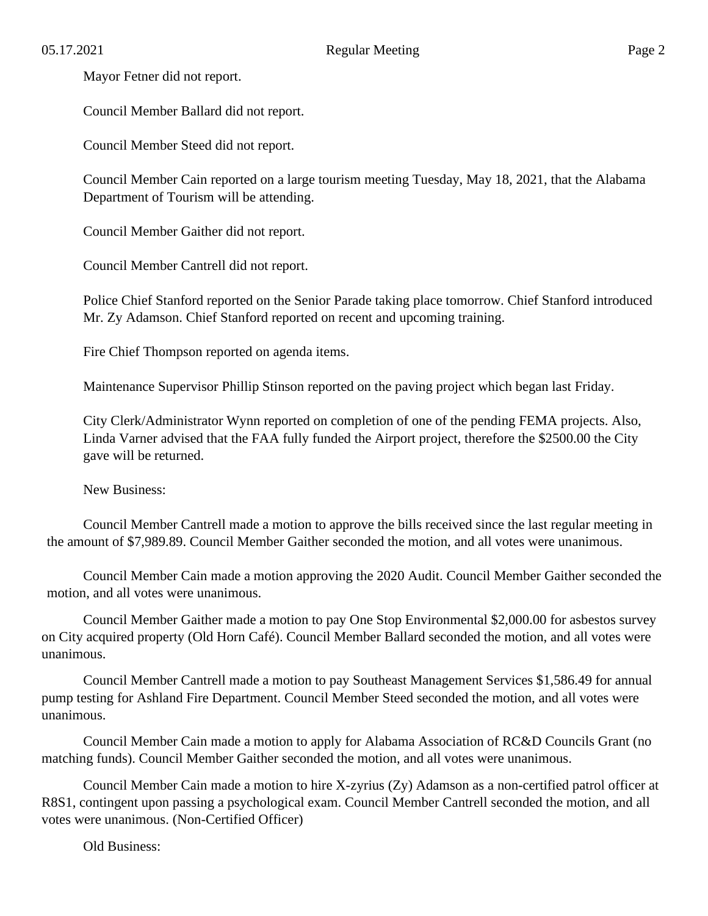Mayor Fetner did not report.

Council Member Ballard did not report.

Council Member Steed did not report.

Council Member Cain reported on a large tourism meeting Tuesday, May 18, 2021, that the Alabama Department of Tourism will be attending.

Council Member Gaither did not report.

Council Member Cantrell did not report.

Police Chief Stanford reported on the Senior Parade taking place tomorrow. Chief Stanford introduced Mr. Zy Adamson. Chief Stanford reported on recent and upcoming training.

Fire Chief Thompson reported on agenda items.

Maintenance Supervisor Phillip Stinson reported on the paving project which began last Friday.

City Clerk/Administrator Wynn reported on completion of one of the pending FEMA projects. Also, Linda Varner advised that the FAA fully funded the Airport project, therefore the $2500.00 the City gave will be returned.

New Business:

Council Member Cantrell made a motion to approve the bills received since the last regular meeting in the amount of $7,989.89. Council Member Gaither seconded the motion, and all votes were unanimous.

Council Member Cain made a motion approving the 2020 Audit. Council Member Gaither seconded the motion, and all votes were unanimous.

Council Member Gaither made a motion to pay One Stop Environmental $2,000.00 for asbestos survey on City acquired property (Old Horn Café). Council Member Ballard seconded the motion, and all votes were unanimous.

Council Member Cantrell made a motion to pay Southeast Management Services $1,586.49 for annual pump testing for Ashland Fire Department. Council Member Steed seconded the motion, and all votes were unanimous.

Council Member Cain made a motion to apply for Alabama Association of RC&D Councils Grant (no matching funds). Council Member Gaither seconded the motion, and all votes were unanimous.

Council Member Cain made a motion to hire X-zyrius (Zy) Adamson as a non-certified patrol officer at R8S1, contingent upon passing a psychological exam. Council Member Cantrell seconded the motion, and all votes were unanimous. (Non-Certified Officer)

Old Business: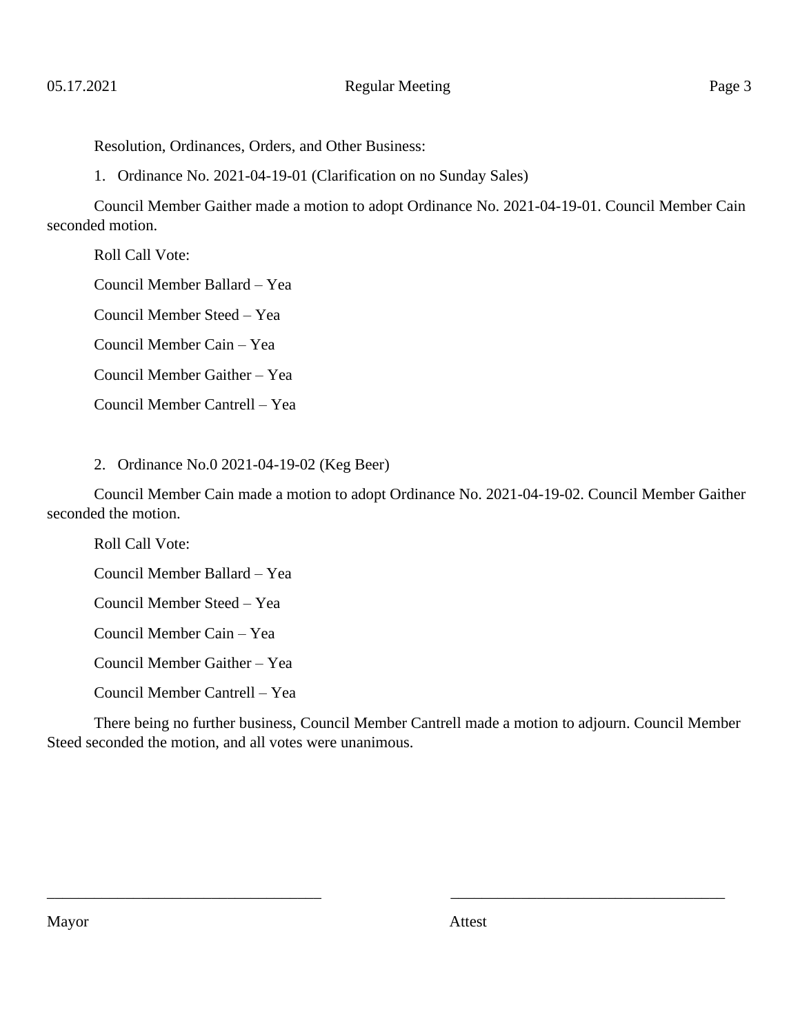Resolution, Ordinances, Orders, and Other Business:

1. Ordinance No. 2021-04-19-01 (Clarification on no Sunday Sales)

Council Member Gaither made a motion to adopt Ordinance No. 2021-04-19-01. Council Member Cain seconded motion.

Roll Call Vote:

Council Member Ballard – Yea

Council Member Steed – Yea

Council Member Cain – Yea

Council Member Gaither – Yea

Council Member Cantrell – Yea

2. Ordinance No.0 2021-04-19-02 (Keg Beer)

Council Member Cain made a motion to adopt Ordinance No. 2021-04-19-02. Council Member Gaither seconded the motion.

Roll Call Vote:

Council Member Ballard – Yea

Council Member Steed – Yea

Council Member Cain – Yea

Council Member Gaither – Yea

Council Member Cantrell – Yea

There being no further business, Council Member Cantrell made a motion to adjourn. Council Member Steed seconded the motion, and all votes were unanimous.

\_\_\_\_\_\_\_\_\_\_\_\_\_\_\_\_\_\_\_\_\_\_\_\_\_\_\_\_\_\_\_\_\_\_\_\_ \_\_\_\_\_\_\_\_\_\_\_\_\_\_\_\_\_\_\_\_\_\_\_\_\_\_\_\_\_\_\_\_\_\_\_\_

Mayor Attest